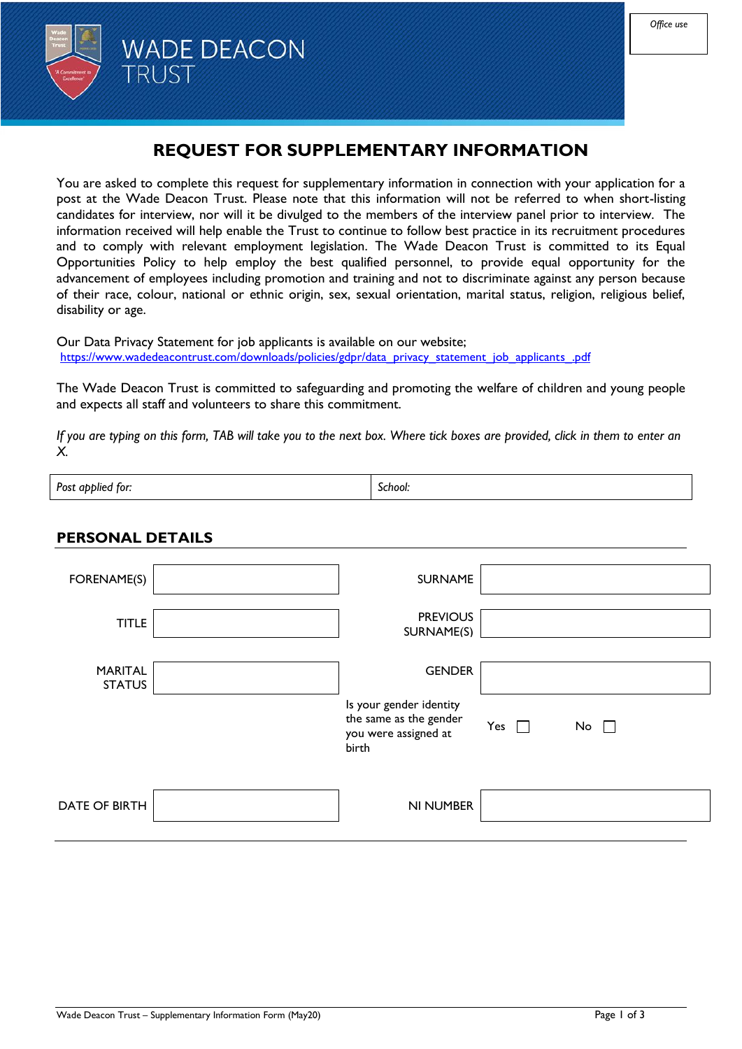WADE DEACON TRUST

*Office use*

# REQUEST FOR SUPPLEMENTARY INFORMATION

You are asked to complete this request for supplementary information in connection with your application for a post at the Wade Deacon Trust. Please note that this information will not be referred to when short-listing candidates for interview, nor will it be divulged to the members of the interview panel prior to interview. The information received will help enable the Trust to continue to follow best practice in its recruitment procedures and to comply with relevant employment legislation. The Wade Deacon Trust is committed to its Equal Opportunities Policy to help employ the best qualified personnel, to provide equal opportunity for the advancement of employees including promotion and training and not to discriminate against any person because of their race, colour, national or ethnic origin, sex, sexual orientation, marital status, religion, religious belief, disability or age.

Our Data Privacy Statement for job applicants is available on our website;
https://www.wadedeacontrust.com/downloads/policies/gdpr/data_privacy_statement_job_applicants_.pdf

The Wade Deacon Trust is committed to safeguarding and promoting the welfare of children and young people and expects all staff and volunteers to share this commitment.

*If you are typing on this form, TAB will take you to the next box. Where tick boxes are provided, click in them to enter an X.*

| | |
|---|---|
| *Post applied for:* | *School:* |

## PERSONAL DETAILS

| | | | |
|---|---|---|---|
| FORENAME(S) | | SURNAME | |
| TITLE | | PREVIOUS SURNAME(S) | |
| MARITAL STATUS | | GENDER | |
| | | Is your gender identity the same as the gender you were assigned at birth | Yes ☐ No ☐ |
| DATE OF BIRTH | | NI NUMBER | |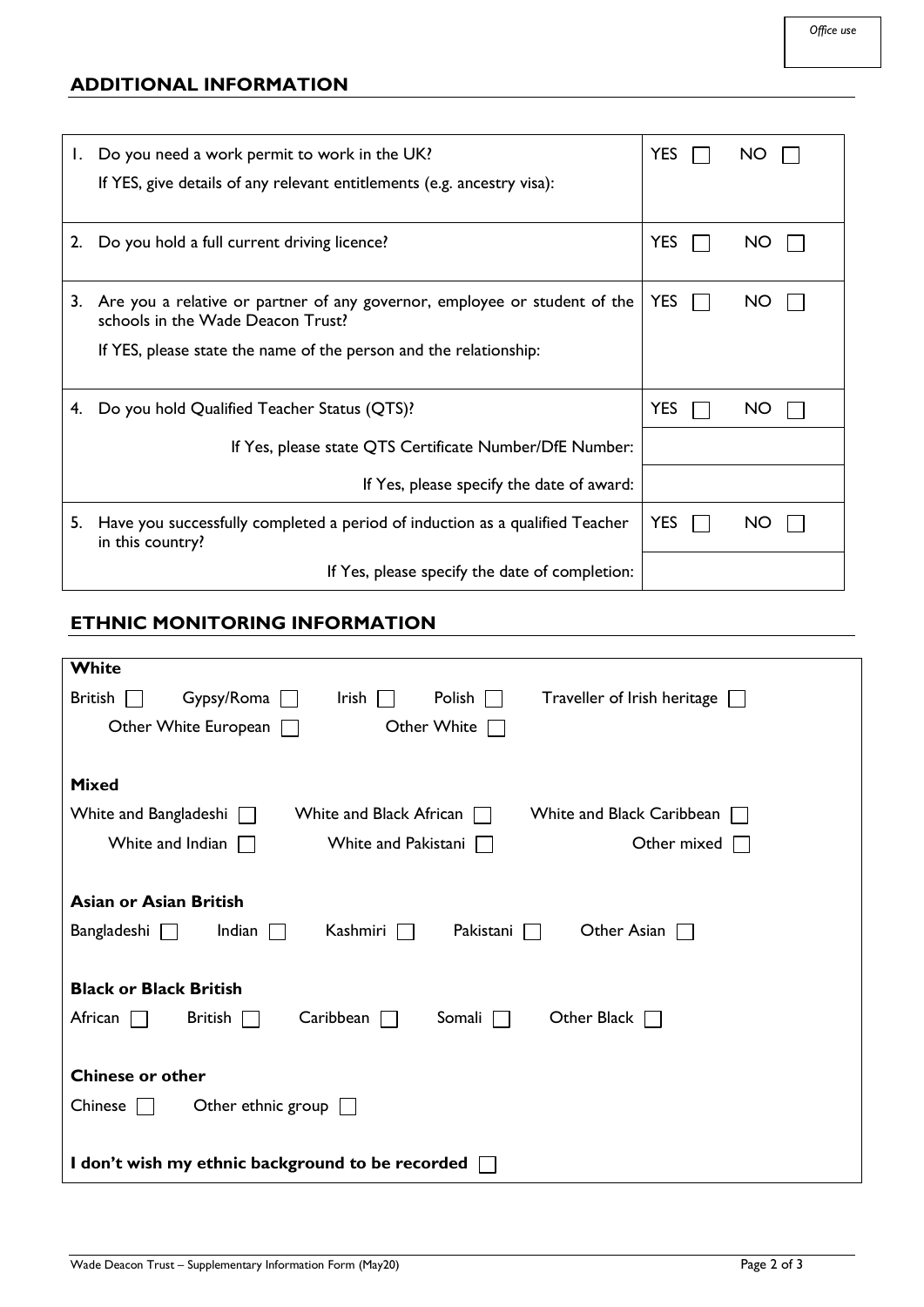Office use

## ADDITIONAL INFORMATION

| | |
|---|---|
| 1. Do you need a work permit to work in the UK?<br>If YES, give details of any relevant entitlements (e.g. ancestry visa): | YES ☐ NO ☐ |
| 2. Do you hold a full current driving licence? | YES ☐ NO ☐ |
| 3. Are you a relative or partner of any governor, employee or student of the schools in the Wade Deacon Trust?<br>If YES, please state the name of the person and the relationship: | YES ☐ NO ☐ |
| 4. Do you hold Qualified Teacher Status (QTS)? | YES ☐ NO ☐ |
| If Yes, please state QTS Certificate Number/DfE Number: | |
| If Yes, please specify the date of award: | |
| 5. Have you successfully completed a period of induction as a qualified Teacher in this country? | YES ☐ NO ☐ |
| If Yes, please specify the date of completion: | |

## ETHNIC MONITORING INFORMATION

**White**

British ☐ Gypsy/Roma ☐ Irish ☐ Polish ☐ Traveller of Irish heritage ☐
Other White European ☐ Other White ☐

**Mixed**

White and Bangladeshi ☐ White and Black African ☐ White and Black Caribbean ☐
White and Indian ☐ White and Pakistani ☐ Other mixed ☐

**Asian or Asian British**

Bangladeshi ☐ Indian ☐ Kashmiri ☐ Pakistani ☐ Other Asian ☐

**Black or Black British**

African ☐ British ☐ Caribbean ☐ Somali ☐ Other Black ☐

**Chinese or other**

Chinese ☐ Other ethnic group ☐

**I don't wish my ethnic background to be recorded** ☐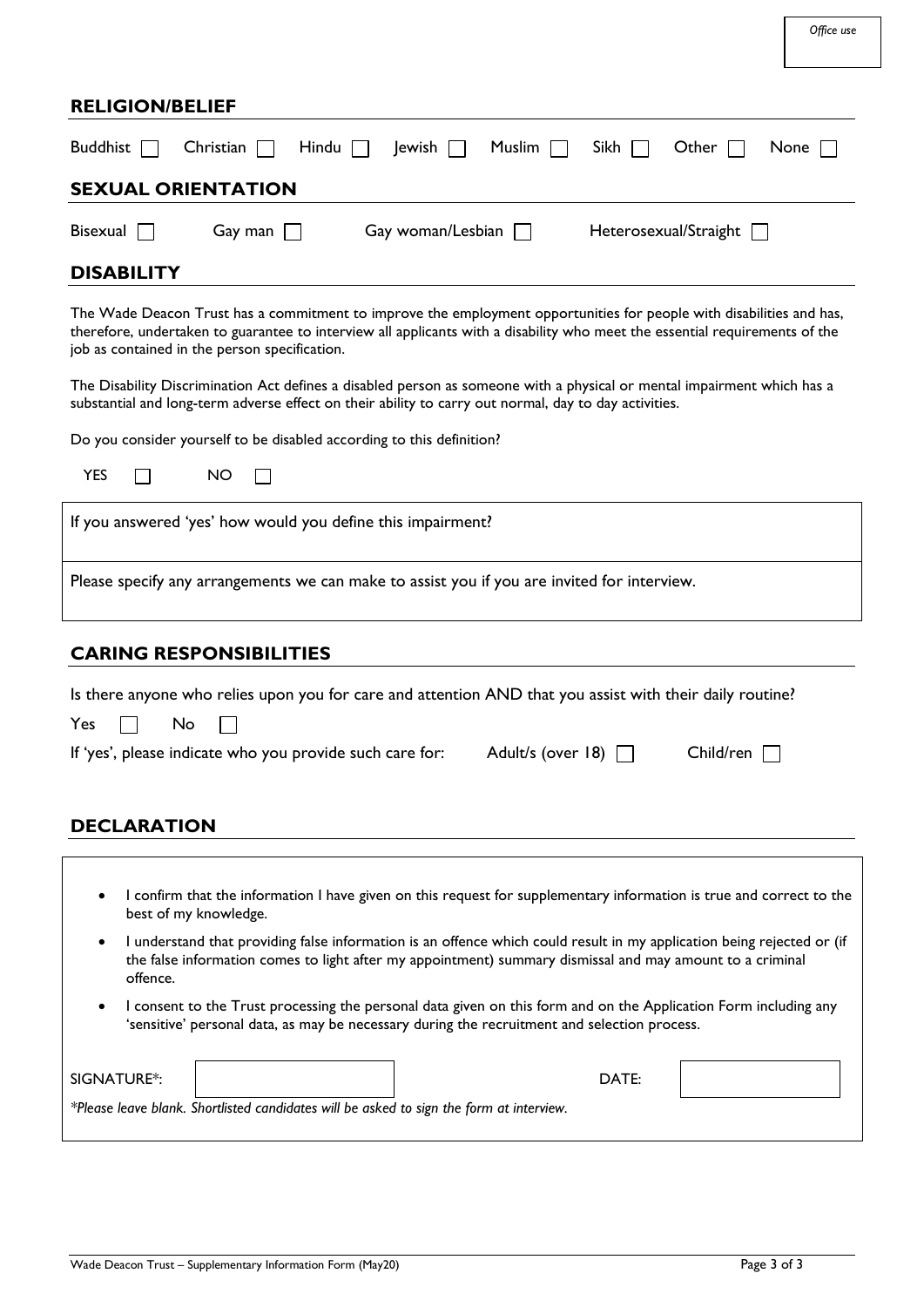Office use

## RELIGION/BELIEF

Buddhist ☐ Christian ☐ Hindu ☐ Jewish ☐ Muslim ☐ Sikh ☐ Other ☐ None ☐

## SEXUAL ORIENTATION

Bisexual ☐ Gay man ☐ Gay woman/Lesbian ☐ Heterosexual/Straight ☐

## DISABILITY

The Wade Deacon Trust has a commitment to improve the employment opportunities for people with disabilities and has, therefore, undertaken to guarantee to interview all applicants with a disability who meet the essential requirements of the job as contained in the person specification.

The Disability Discrimination Act defines a disabled person as someone with a physical or mental impairment which has a substantial and long-term adverse effect on their ability to carry out normal, day to day activities.

Do you consider yourself to be disabled according to this definition?

YES ☐ NO ☐

If you answered 'yes' how would you define this impairment?

Please specify any arrangements we can make to assist you if you are invited for interview.

## CARING RESPONSIBILITIES

Is there anyone who relies upon you for care and attention AND that you assist with their daily routine?

Yes ☐ No ☐

If 'yes', please indicate who you provide such care for: Adult/s (over 18) ☐ Child/ren ☐

## DECLARATION

- I confirm that the information I have given on this request for supplementary information is true and correct to the best of my knowledge.
- I understand that providing false information is an offence which could result in my application being rejected or (if the false information comes to light after my appointment) summary dismissal and may amount to a criminal offence.
- I consent to the Trust processing the personal data given on this form and on the Application Form including any 'sensitive' personal data, as may be necessary during the recruitment and selection process.

SIGNATURE*: DATE:

*Please leave blank. Shortlisted candidates will be asked to sign the form at interview.*

Wade Deacon Trust – Supplementary Information Form (May20)